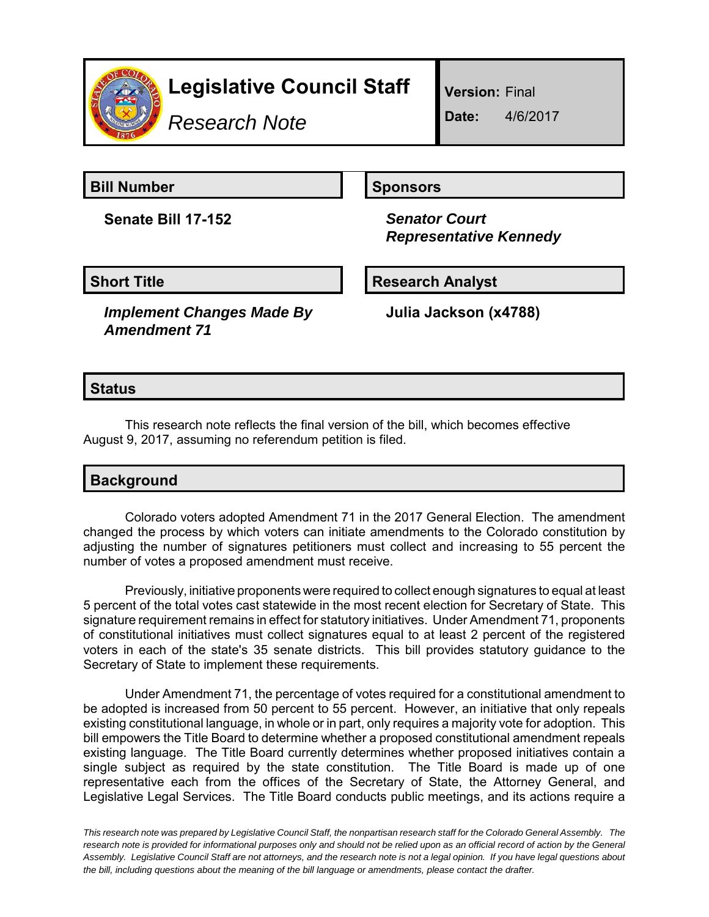# Legislative Council Staff

*Research Note*

**Version:** Final

**Date:** 4/6/2017

## Bill Number

**Senate Bill 17-152**

## Sponsors

***Senator Court***
***Representative Kennedy***

## Short Title

***Implement Changes Made By Amendment 71***

## Research Analyst

**Julia Jackson (x4788)**

## Status

This research note reflects the final version of the bill, which becomes effective August 9, 2017, assuming no referendum petition is filed.

## Background

Colorado voters adopted Amendment 71 in the 2017 General Election. The amendment changed the process by which voters can initiate amendments to the Colorado constitution by adjusting the number of signatures petitioners must collect and increasing to 55 percent the number of votes a proposed amendment must receive.

Previously, initiative proponents were required to collect enough signatures to equal at least 5 percent of the total votes cast statewide in the most recent election for Secretary of State. This signature requirement remains in effect for statutory initiatives. Under Amendment 71, proponents of constitutional initiatives must collect signatures equal to at least 2 percent of the registered voters in each of the state's 35 senate districts. This bill provides statutory guidance to the Secretary of State to implement these requirements.

Under Amendment 71, the percentage of votes required for a constitutional amendment to be adopted is increased from 50 percent to 55 percent. However, an initiative that only repeals existing constitutional language, in whole or in part, only requires a majority vote for adoption. This bill empowers the Title Board to determine whether a proposed constitutional amendment repeals existing language. The Title Board currently determines whether proposed initiatives contain a single subject as required by the state constitution. The Title Board is made up of one representative each from the offices of the Secretary of State, the Attorney General, and Legislative Legal Services. The Title Board conducts public meetings, and its actions require a

*This research note was prepared by Legislative Council Staff, the nonpartisan research staff for the Colorado General Assembly. The research note is provided for informational purposes only and should not be relied upon as an official record of action by the General Assembly. Legislative Council Staff are not attorneys, and the research note is not a legal opinion. If you have legal questions about the bill, including questions about the meaning of the bill language or amendments, please contact the drafter.*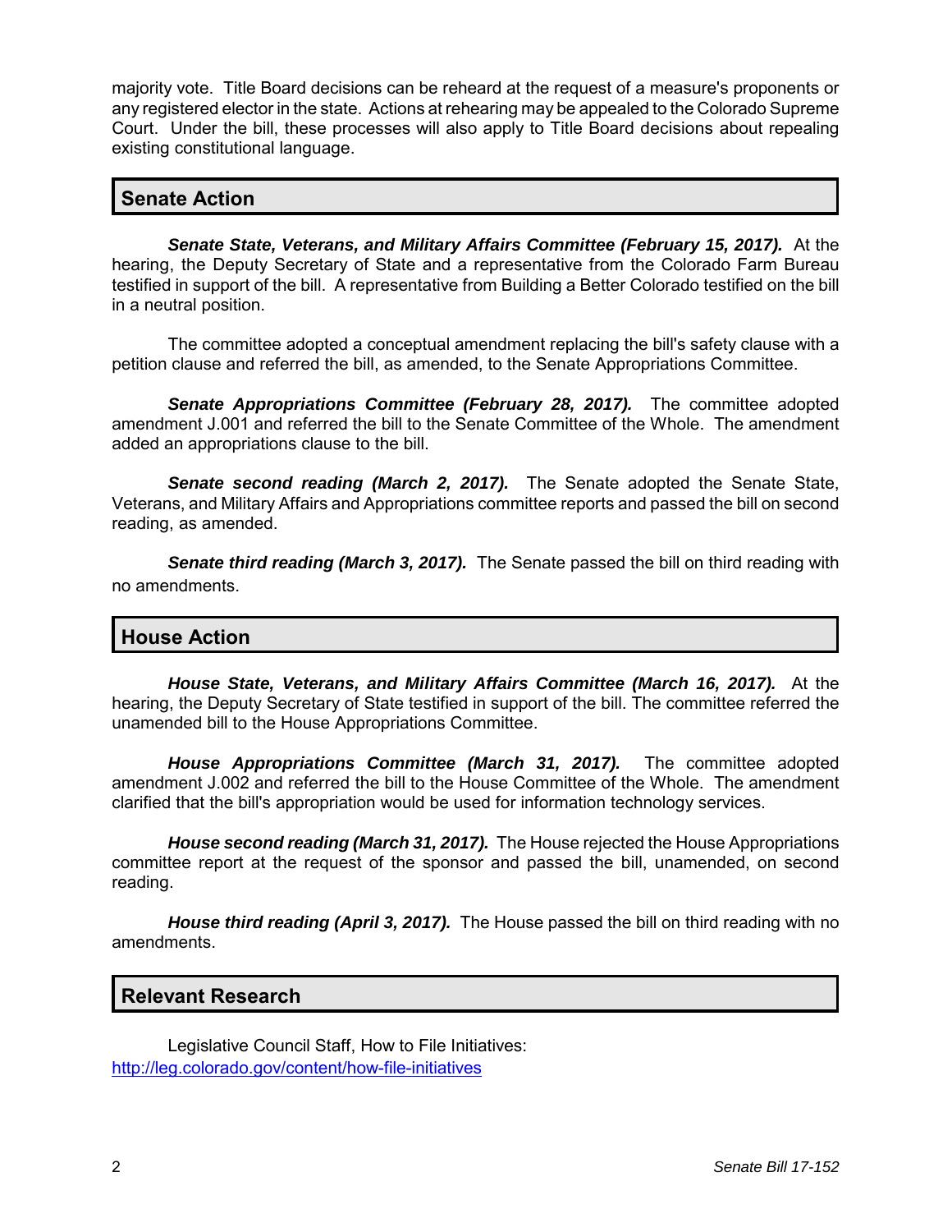majority vote. Title Board decisions can be reheard at the request of a measure's proponents or any registered elector in the state. Actions at rehearing may be appealed to the Colorado Supreme Court. Under the bill, these processes will also apply to Title Board decisions about repealing existing constitutional language.

## Senate Action

***Senate State, Veterans, and Military Affairs Committee (February 15, 2017).*** At the hearing, the Deputy Secretary of State and a representative from the Colorado Farm Bureau testified in support of the bill. A representative from Building a Better Colorado testified on the bill in a neutral position.

The committee adopted a conceptual amendment replacing the bill's safety clause with a petition clause and referred the bill, as amended, to the Senate Appropriations Committee.

***Senate Appropriations Committee (February 28, 2017).*** The committee adopted amendment J.001 and referred the bill to the Senate Committee of the Whole. The amendment added an appropriations clause to the bill.

***Senate second reading (March 2, 2017).*** The Senate adopted the Senate State, Veterans, and Military Affairs and Appropriations committee reports and passed the bill on second reading, as amended.

***Senate third reading (March 3, 2017).*** The Senate passed the bill on third reading with no amendments.

## House Action

***House State, Veterans, and Military Affairs Committee (March 16, 2017).*** At the hearing, the Deputy Secretary of State testified in support of the bill. The committee referred the unamended bill to the House Appropriations Committee.

***House Appropriations Committee (March 31, 2017).*** The committee adopted amendment J.002 and referred the bill to the House Committee of the Whole. The amendment clarified that the bill's appropriation would be used for information technology services.

***House second reading (March 31, 2017).*** The House rejected the House Appropriations committee report at the request of the sponsor and passed the bill, unamended, on second reading.

***House third reading (April 3, 2017).*** The House passed the bill on third reading with no amendments.

## Relevant Research

Legislative Council Staff, How to File Initiatives: http://leg.colorado.gov/content/how-file-initiatives